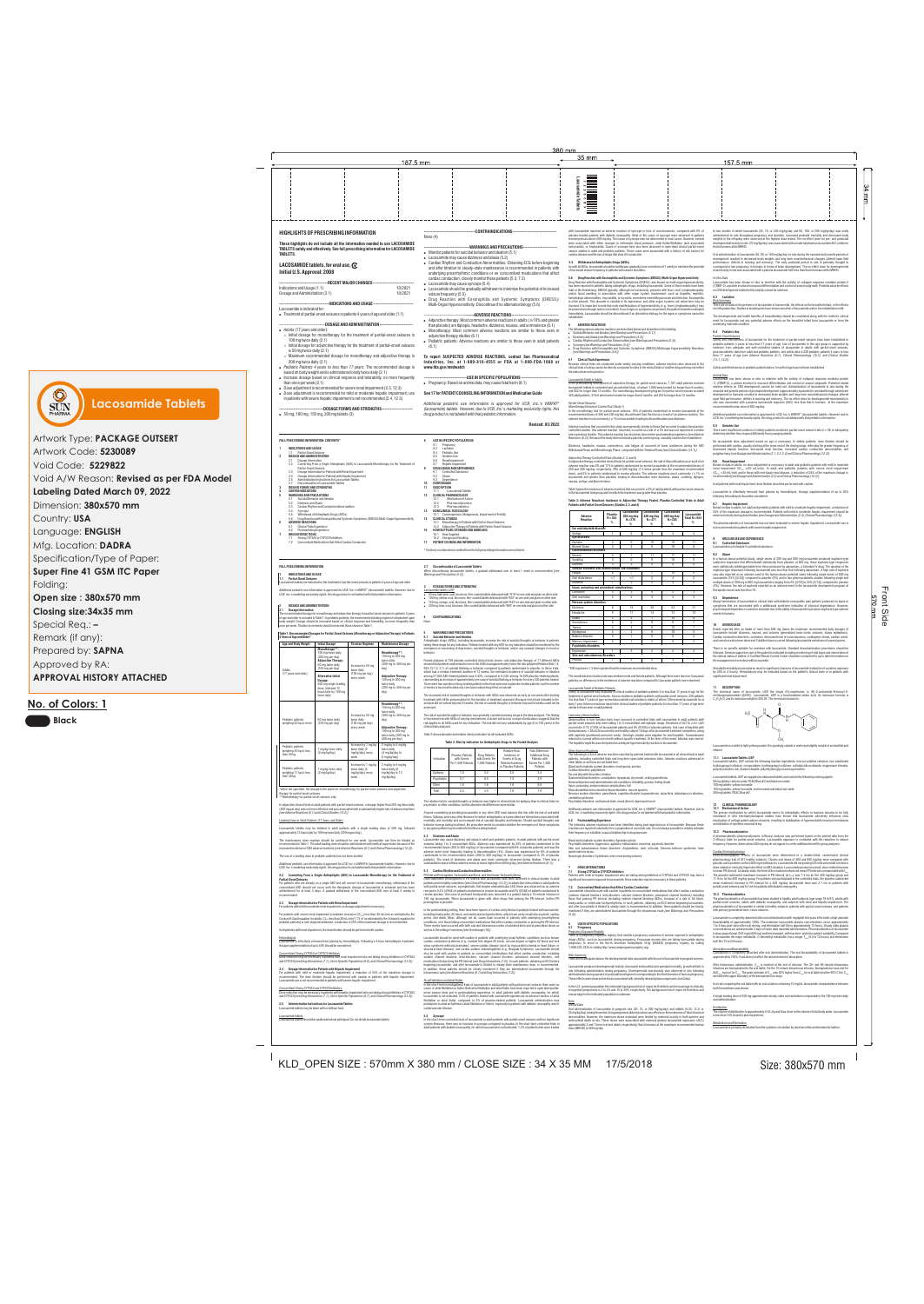# Lacosamide Tablets

Artwork Type: **PACKAGE OUTSERT**
Artwork Code: **5230089**
Void Code: **5229822**
Void A/W Reason: **Revised as per FDA Model Labeling Dated March 09, 2022**
Dimension: **380x570 mm**
Country: **USA**
Language: **ENGLISH**
Mfg. Location: **DADRA**
Specification/Type of Paper:
**Super Fine 41 GSM ITC Paper**
Folding:
**Open size : 380x570 mm**
**Closing size:34x35 mm**
Special Req.: -
Remark (if any):
Prepared by: **SAPNA**
Approved by: **Rea**
**APPROVAL HISTORY ATTACHED**

**No. of Colours: 1**

Black

---

## HIGHLIGHTS OF PRESCRIBING INFORMATION

**These highlights do not include all the information needed to use LACOSAMIDE TABLETS safely and effectively. See full prescribing information for LACOSAMIDE TABLETS.**

**LACOSAMIDE tablets, for oral use, CV**
**Initial U.S. Approval: 2008**

**RECENT MAJOR CHANGES**

| | |
|---|---|
| Indications and Usage (1.1) | 10/2021 |
| Dosage and Administration (2.1) | 10/2021 |

**INDICATIONS AND USAGE**

Lacosamide is indicated for:
- Treatment of partial-onset seizures in patients 4 years of age and older (1.1)

**DOSAGE AND ADMINISTRATION**

**DOSAGE FORMS AND STRENGTHS**

- 50 mg, 100 mg, 150 mg, 200 mg tablets (3)

**CONTRAINDICATIONS**

None (4)

**WARNINGS AND PRECAUTIONS**

**ADVERSE REACTIONS**

**To report SUSPECTED ADVERSE REACTIONS, contact Sun Pharmaceutical Industries, Inc. at 1-800-818-4555 or FDA at 1-800-FDA-1088 or www.fda.gov/medwatch.**

**USE IN SPECIFIC POPULATIONS**

- Pregnancy: Based on animal data, may cause fetal harm (8.1)

**See 17 for PATIENT COUNSELING INFORMATION and Medication Guide.**

**Revised: 03/2022**

## FULL PRESCRIBING INFORMATION: CONTENTS*

## FULL PRESCRIBING INFORMATION

---

KLD_OPEN SIZE : 570mm X 380 mm / CLOSE SIZE : 34 X 35 MM 17/5/2018

Size: 380x570 mm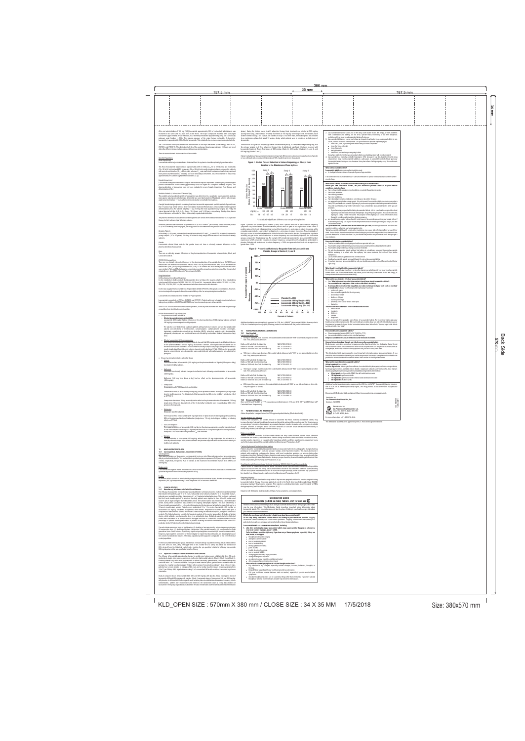360 mm

157.5 mm

35 mm

187.5 mm

34 mm

570 mm

Back Side

**Figure 1: Median Percent Reduction in Seizure Frequency per 28 days from Baseline to the Maintenance Phase by Dose**

Study 2

Study 3

Study 4

\* Statistically significant difference as compared to placebo.

**Figure 2: Proportion of Patients by Responder Rate for Lacosamide and Placebo Groups in Studies 2, 3, and 4**

Percent of Patients

## 16 HOW SUPPLIED/STORAGE AND HANDLING

### 16.1 How Supplied

### 16.2 Storage and Handling

## 17 PATIENT COUNSELING INFORMATION

# MEDICATION GUIDE

**Lacosamide (la KOE sa mide) Tablets, USP for oral use**

Distributed by:

Sun Pharmaceutical Industries, Inc.

Manufactured by:

Sun Pharmaceutical Industries Ltd.

This Medication Guide has been approved by the U.S. Food and Drug Administration.

KLD_OPEN SIZE : 570mm X 380 mm / CLOSE SIZE : 34 X 35 MM 17/5/2018

Size: 380x570 mm